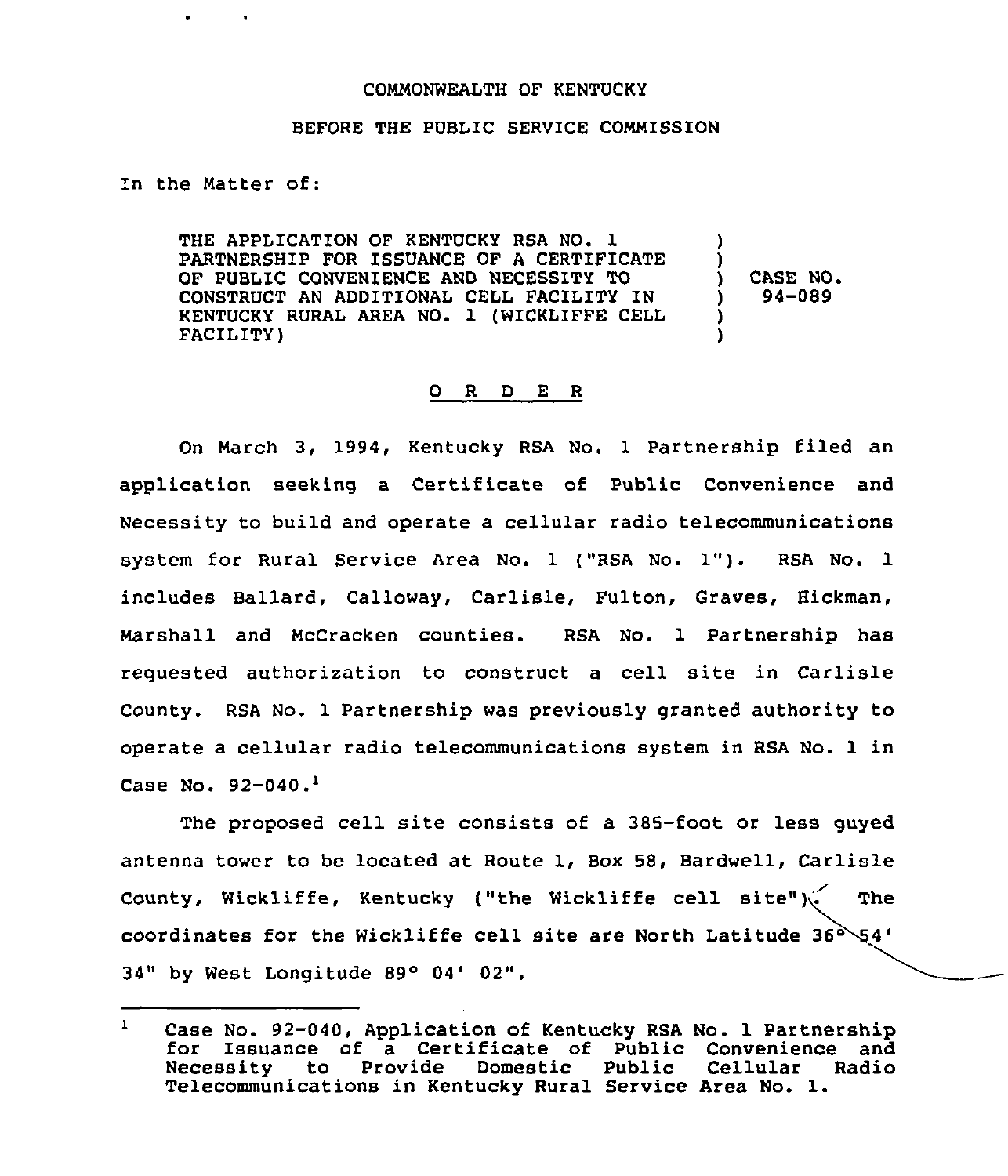COMMONWEALTH OF KENTUCKY

BEFORE THE PUBLIC SERVICE COMMISSION

In the Matter of:

| | | |
|---|---|---|
| THE APPLICATION OF KENTUCKY RSA NO. 1 PARTNERSHIP FOR ISSUANCE OF A CERTIFICATE OF PUBLIC CONVENIENCE AND NECESSITY TO CONSTRUCT AN ADDITIONAL CELL FACILITY IN KENTUCKY RURAL AREA NO. 1 (WICKLIFFE CELL FACILITY) | ) | CASE NO. 94-089 |

## O R D E R

On March 3, 1994, Kentucky RSA No. 1 Partnership filed an application seeking a Certificate of Public Convenience and Necessity to build and operate a cellular radio telecommunications system for Rural Service Area No. 1 ("RSA No. 1"). RSA No. 1 includes Ballard, Calloway, Carlisle, Fulton, Graves, Hickman, Marshall and McCracken counties. RSA No. 1 Partnership has requested authorization to construct a cell site in Carlisle County. RSA No. 1 Partnership was previously granted authority to operate a cellular radio telecommunications system in RSA No. 1 in Case No. 92-040.[1]

The proposed cell site consists of a 385-foot or less guyed antenna tower to be located at Route 1, Box 58, Bardwell, Carlisle County, Wickliffe, Kentucky ("the Wickliffe cell site"). The coordinates for the Wickliffe cell site are North Latitude 36° 54' 34" by West Longitude 89° 04' 02".

---

[1] Case No. 92-040, Application of Kentucky RSA No. 1 Partnership for Issuance of a Certificate of Public Convenience and Necessity to Provide Domestic Public Cellular Radio Telecommunications in Kentucky Rural Service Area No. 1.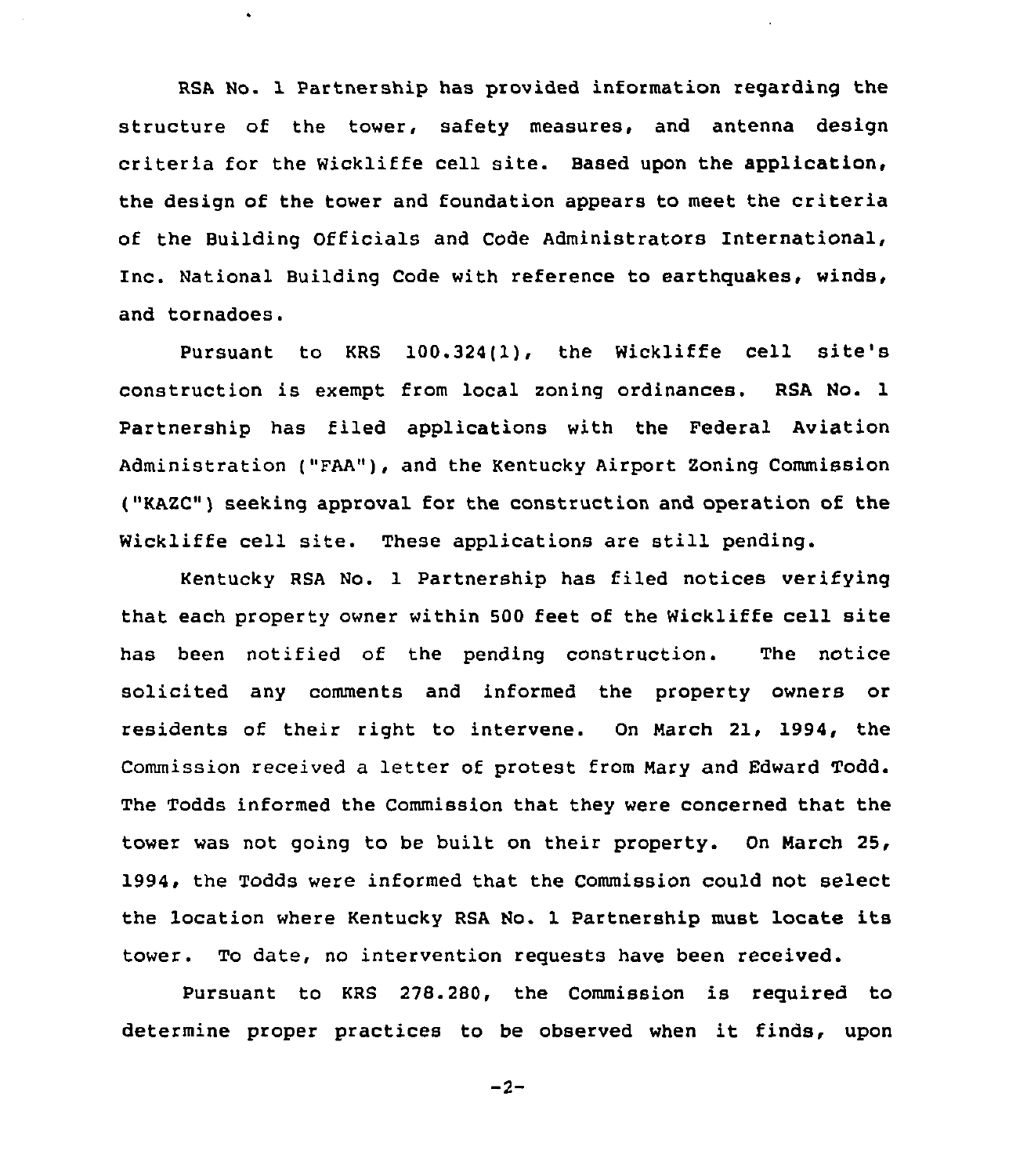RSA No. 1 Partnership has provided information regarding the structure of the tower, safety measures, and antenna design criteria for the Wickliffe cell site. Based upon the application, the design of the tower and foundation appears to meet the criteria of the Building Officials and Code Administrators International, Inc. National Building Code with reference to earthquakes, winds, and tornadoes.

Pursuant to KRS 100.324(1), the Wickliffe cell site's construction is exempt from local zoning ordinances. RSA No. 1 Partnership has filed applications with the Federal Aviation Administration ("FAA"), and the Kentucky Airport Zoning Commission ("KAZC") seeking approval for the construction and operation of the Wickliffe cell site. These applications are still pending.

Kentucky RSA No. 1 Partnership has filed notices verifying that each property owner within 500 feet of the Wickliffe cell site has been notified of the pending construction. The notice solicited any comments and informed the property owners or residents of their right to intervene. On March 21, 1994, the Commission received a letter of protest from Mary and Edward Todd. The Todds informed the Commission that they were concerned that the tower was not going to be built on their property. On March 25, 1994, the Todds were informed that the Commission could not select the location where Kentucky RSA No. 1 Partnership must locate its tower. To date, no intervention requests have been received.

Pursuant to KRS 278.280, the Commission is required to determine proper practices to be observed when it finds, upon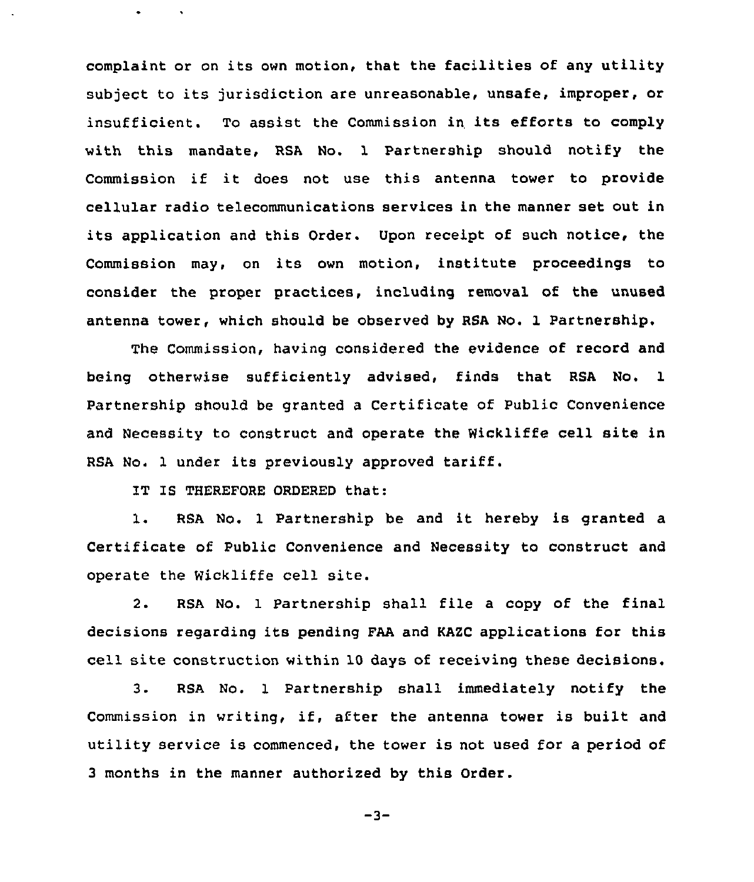complaint or on its own motion, that the facilities of any utility subject to its jurisdiction are unreasonable, unsafe, improper, or insufficient. To assist the Commission in its efforts to comply with this mandate, RSA No. 1 Partnership should notify the Commission if it does not use this antenna tower to provide cellular radio telecommunications services in the manner set out in its application and this Order. Upon receipt of such notice, the Commission may, on its own motion, institute proceedings to consider the proper practices, including removal of the unused antenna tower, which should be observed by RSA No. 1 Partnership.

The Commission, having considered the evidence of record and being otherwise sufficiently advised, finds that RSA No. 1 Partnership should be granted a Certificate of Public Convenience and Necessity to construct and operate the Wickliffe cell site in RSA No. 1 under its previously approved tariff.

IT IS THEREFORE ORDERED that:

1. RSA No. 1 Partnership be and it hereby is granted a Certificate of Public Convenience and Necessity to construct and operate the Wickliffe cell site.

2. RSA No. 1 Partnership shall file a copy of the final decisions regarding its pending FAA and KAZC applications for this cell site construction within 10 days of receiving these decisions.

3. RSA No. 1 Partnership shall immediately notify the Commission in writing, if, after the antenna tower is built and utility service is commenced, the tower is not used for a period of 3 months in the manner authorized by this Order.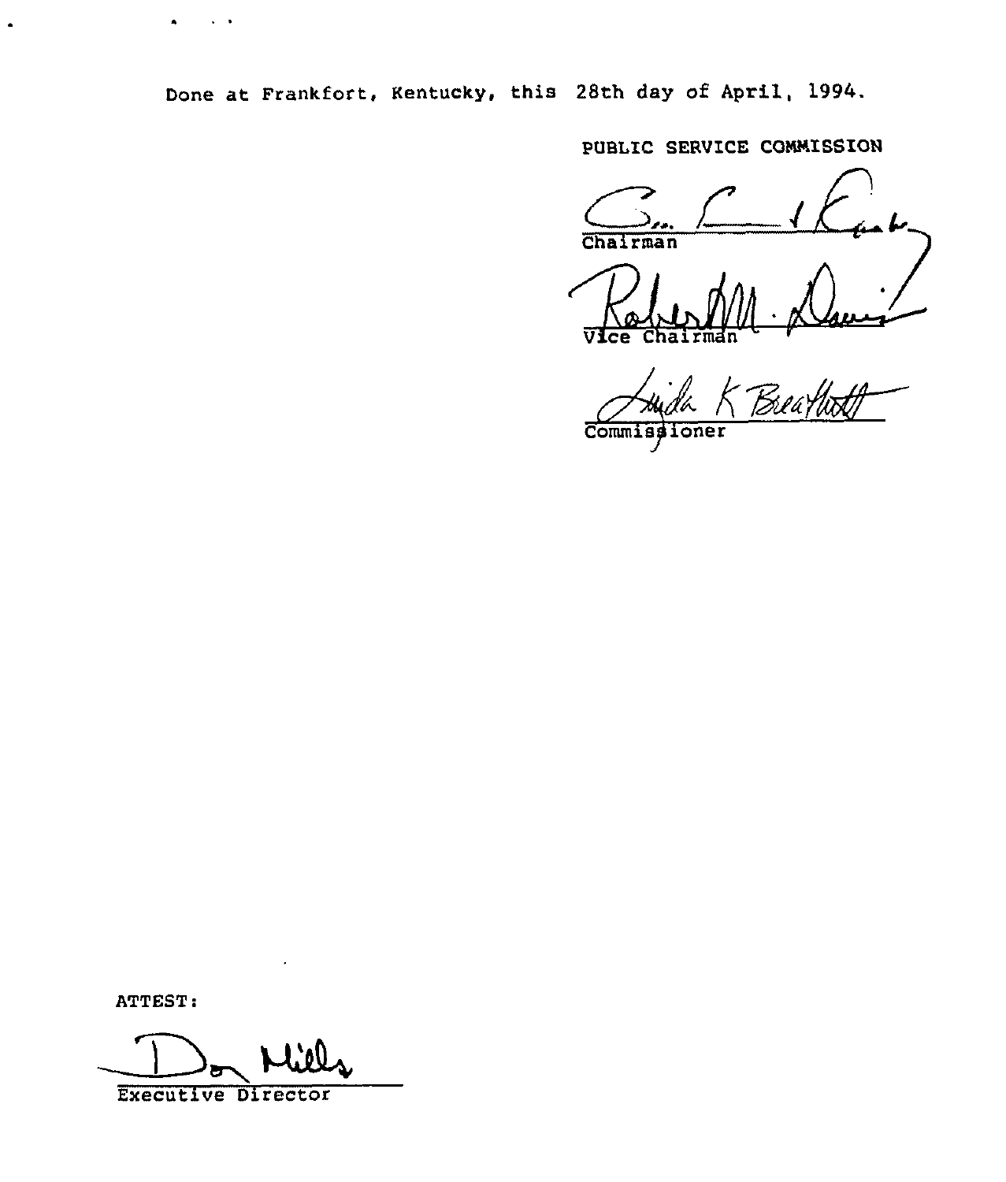Done at Frankfort, Kentucky, this 28th day of April, 1994.

PUBLIC SERVICE COMMISSION

Chairman

Vice Chairman

Commissioner

ATTEST:

Executive Director